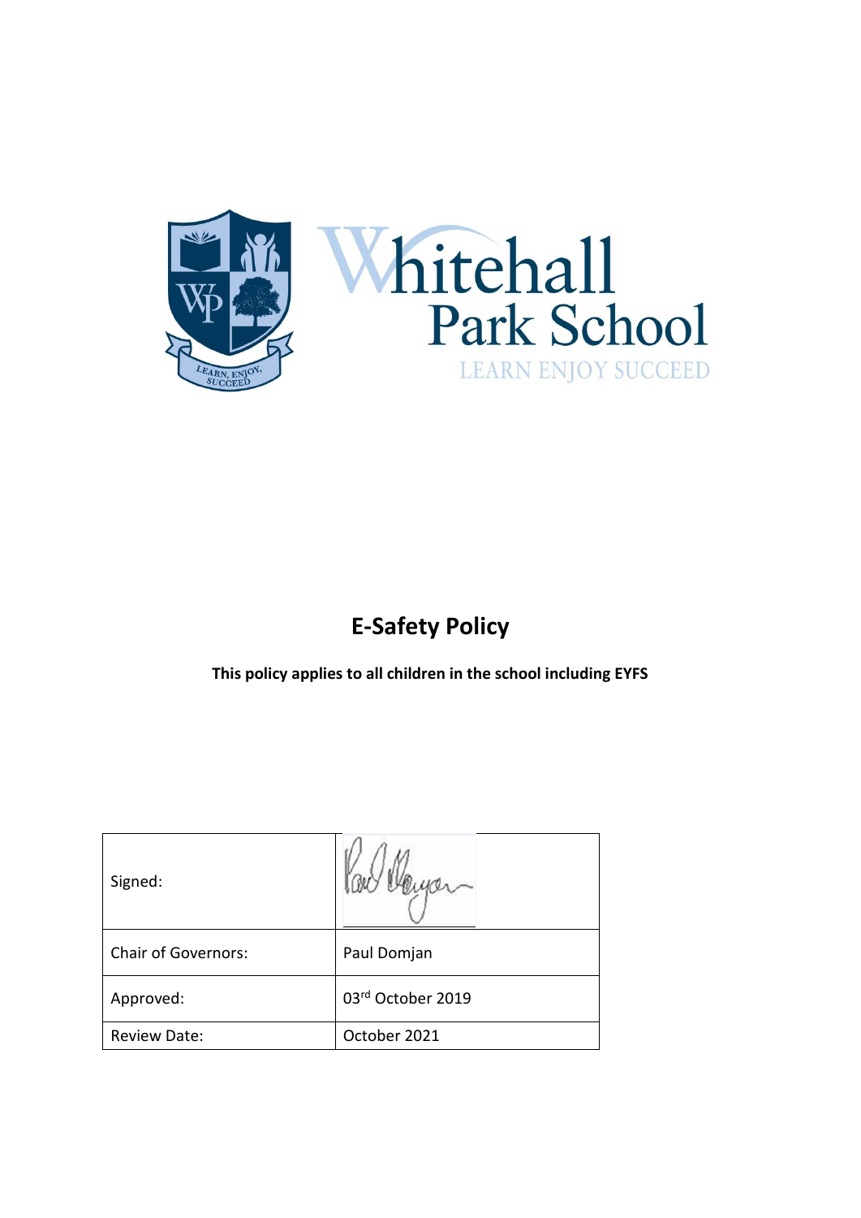Whitehall Park School

LEARN ENJOY SUCCEED

# E-Safety Policy

**This policy applies to all children in the school including EYFS**

| | |
|---|---|
| Signed: | |
| Chair of Governors: | Paul Domjan |
| Approved: | 03rd October 2019 |
| Review Date: | October 2021 |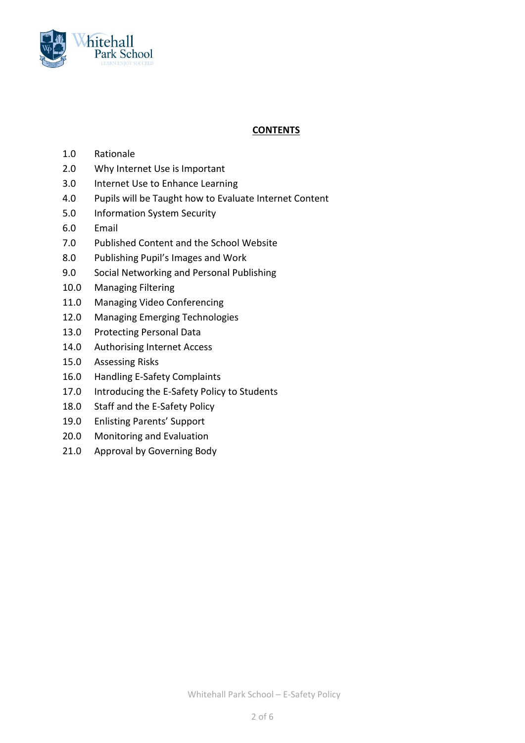## CONTENTS

1.0 Rationale
2.0 Why Internet Use is Important
3.0 Internet Use to Enhance Learning
4.0 Pupils will be Taught how to Evaluate Internet Content
5.0 Information System Security
6.0 Email
7.0 Published Content and the School Website
8.0 Publishing Pupil's Images and Work
9.0 Social Networking and Personal Publishing
10.0 Managing Filtering
11.0 Managing Video Conferencing
12.0 Managing Emerging Technologies
13.0 Protecting Personal Data
14.0 Authorising Internet Access
15.0 Assessing Risks
16.0 Handling E-Safety Complaints
17.0 Introducing the E-Safety Policy to Students
18.0 Staff and the E-Safety Policy
19.0 Enlisting Parents' Support
20.0 Monitoring and Evaluation
21.0 Approval by Governing Body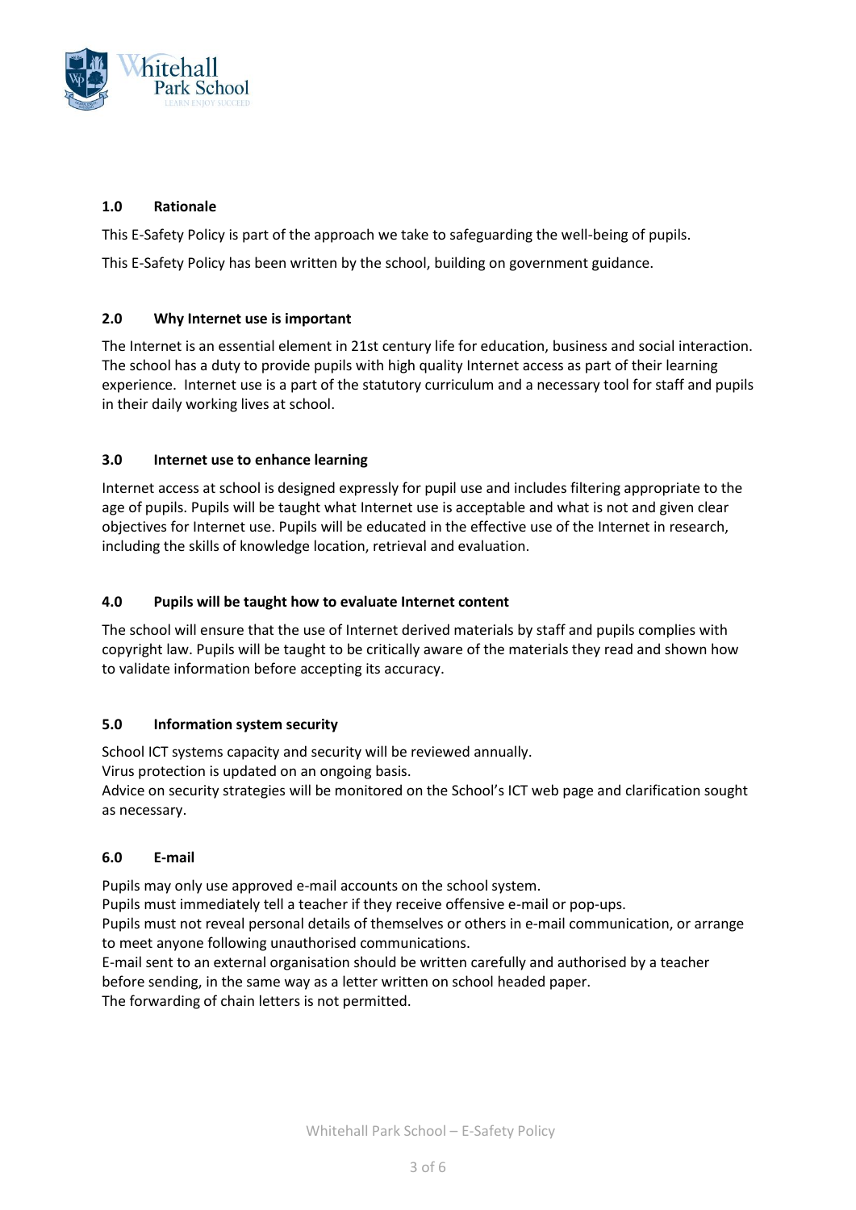## 1.0 Rationale

This E-Safety Policy is part of the approach we take to safeguarding the well-being of pupils.

This E-Safety Policy has been written by the school, building on government guidance.

## 2.0 Why Internet use is important

The Internet is an essential element in 21st century life for education, business and social interaction. The school has a duty to provide pupils with high quality Internet access as part of their learning experience. Internet use is a part of the statutory curriculum and a necessary tool for staff and pupils in their daily working lives at school.

## 3.0 Internet use to enhance learning

Internet access at school is designed expressly for pupil use and includes filtering appropriate to the age of pupils. Pupils will be taught what Internet use is acceptable and what is not and given clear objectives for Internet use. Pupils will be educated in the effective use of the Internet in research, including the skills of knowledge location, retrieval and evaluation.

## 4.0 Pupils will be taught how to evaluate Internet content

The school will ensure that the use of Internet derived materials by staff and pupils complies with copyright law. Pupils will be taught to be critically aware of the materials they read and shown how to validate information before accepting its accuracy.

## 5.0 Information system security

School ICT systems capacity and security will be reviewed annually.
Virus protection is updated on an ongoing basis.
Advice on security strategies will be monitored on the School's ICT web page and clarification sought as necessary.

## 6.0 E-mail

Pupils may only use approved e-mail accounts on the school system.
Pupils must immediately tell a teacher if they receive offensive e-mail or pop-ups.
Pupils must not reveal personal details of themselves or others in e-mail communication, or arrange to meet anyone following unauthorised communications.
E-mail sent to an external organisation should be written carefully and authorised by a teacher before sending, in the same way as a letter written on school headed paper.
The forwarding of chain letters is not permitted.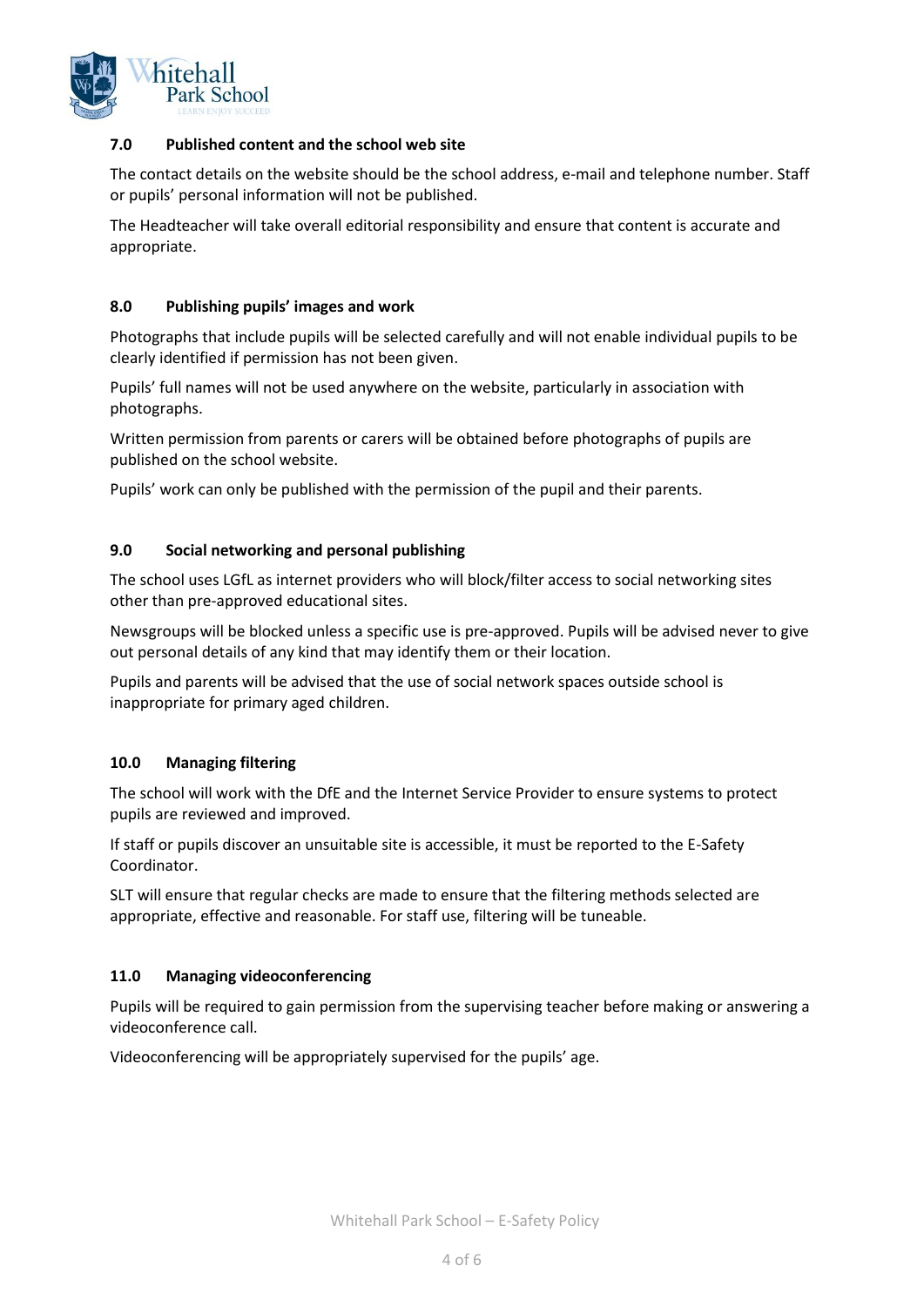## 7.0 Published content and the school web site

The contact details on the website should be the school address, e-mail and telephone number. Staff or pupils' personal information will not be published.

The Headteacher will take overall editorial responsibility and ensure that content is accurate and appropriate.

## 8.0 Publishing pupils' images and work

Photographs that include pupils will be selected carefully and will not enable individual pupils to be clearly identified if permission has not been given.

Pupils' full names will not be used anywhere on the website, particularly in association with photographs.

Written permission from parents or carers will be obtained before photographs of pupils are published on the school website.

Pupils' work can only be published with the permission of the pupil and their parents.

## 9.0 Social networking and personal publishing

The school uses LGfL as internet providers who will block/filter access to social networking sites other than pre-approved educational sites.

Newsgroups will be blocked unless a specific use is pre-approved. Pupils will be advised never to give out personal details of any kind that may identify them or their location.

Pupils and parents will be advised that the use of social network spaces outside school is inappropriate for primary aged children.

## 10.0 Managing filtering

The school will work with the DfE and the Internet Service Provider to ensure systems to protect pupils are reviewed and improved.

If staff or pupils discover an unsuitable site is accessible, it must be reported to the E-Safety Coordinator.

SLT will ensure that regular checks are made to ensure that the filtering methods selected are appropriate, effective and reasonable. For staff use, filtering will be tuneable.

## 11.0 Managing videoconferencing

Pupils will be required to gain permission from the supervising teacher before making or answering a videoconference call.

Videoconferencing will be appropriately supervised for the pupils' age.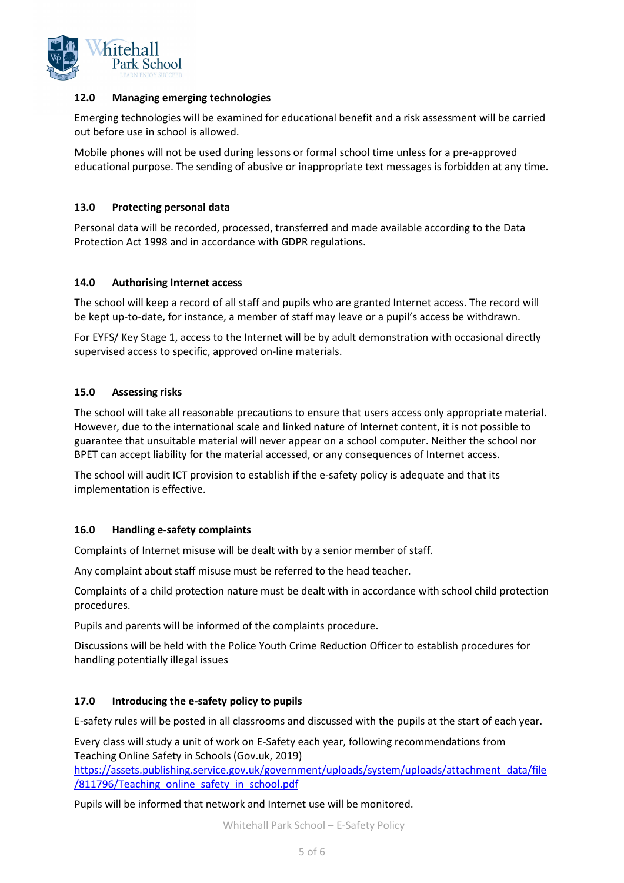## 12.0 Managing emerging technologies

Emerging technologies will be examined for educational benefit and a risk assessment will be carried out before use in school is allowed.

Mobile phones will not be used during lessons or formal school time unless for a pre-approved educational purpose. The sending of abusive or inappropriate text messages is forbidden at any time.

## 13.0 Protecting personal data

Personal data will be recorded, processed, transferred and made available according to the Data Protection Act 1998 and in accordance with GDPR regulations.

## 14.0 Authorising Internet access

The school will keep a record of all staff and pupils who are granted Internet access. The record will be kept up-to-date, for instance, a member of staff may leave or a pupil's access be withdrawn.

For EYFS/ Key Stage 1, access to the Internet will be by adult demonstration with occasional directly supervised access to specific, approved on-line materials.

## 15.0 Assessing risks

The school will take all reasonable precautions to ensure that users access only appropriate material. However, due to the international scale and linked nature of Internet content, it is not possible to guarantee that unsuitable material will never appear on a school computer. Neither the school nor BPET can accept liability for the material accessed, or any consequences of Internet access.

The school will audit ICT provision to establish if the e-safety policy is adequate and that its implementation is effective.

## 16.0 Handling e-safety complaints

Complaints of Internet misuse will be dealt with by a senior member of staff.

Any complaint about staff misuse must be referred to the head teacher.

Complaints of a child protection nature must be dealt with in accordance with school child protection procedures.

Pupils and parents will be informed of the complaints procedure.

Discussions will be held with the Police Youth Crime Reduction Officer to establish procedures for handling potentially illegal issues

## 17.0 Introducing the e-safety policy to pupils

E-safety rules will be posted in all classrooms and discussed with the pupils at the start of each year.

Every class will study a unit of work on E-Safety each year, following recommendations from Teaching Online Safety in Schools (Gov.uk, 2019)
https://assets.publishing.service.gov.uk/government/uploads/system/uploads/attachment_data/file/811796/Teaching_online_safety_in_school.pdf

Pupils will be informed that network and Internet use will be monitored.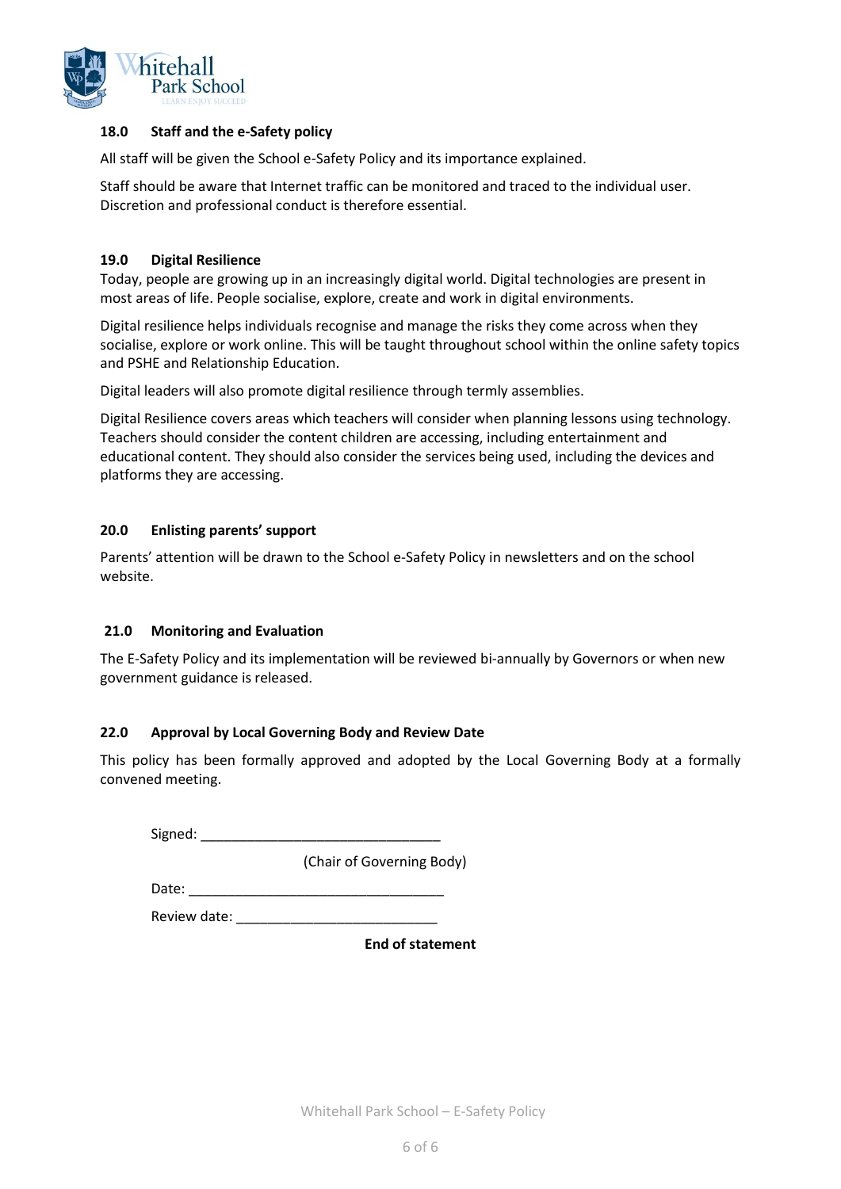## 18.0 Staff and the e-Safety policy

All staff will be given the School e-Safety Policy and its importance explained.

Staff should be aware that Internet traffic can be monitored and traced to the individual user. Discretion and professional conduct is therefore essential.

## 19.0 Digital Resilience

Today, people are growing up in an increasingly digital world. Digital technologies are present in most areas of life. People socialise, explore, create and work in digital environments.

Digital resilience helps individuals recognise and manage the risks they come across when they socialise, explore or work online. This will be taught throughout school within the online safety topics and PSHE and Relationship Education.

Digital leaders will also promote digital resilience through termly assemblies.

Digital Resilience covers areas which teachers will consider when planning lessons using technology. Teachers should consider the content children are accessing, including entertainment and educational content. They should also consider the services being used, including the devices and platforms they are accessing.

## 20.0 Enlisting parents' support

Parents' attention will be drawn to the School e-Safety Policy in newsletters and on the school website.

## 21.0 Monitoring and Evaluation

The E-Safety Policy and its implementation will be reviewed bi-annually by Governors or when new government guidance is released.

## 22.0 Approval by Local Governing Body and Review Date

This policy has been formally approved and adopted by the Local Governing Body at a formally convened meeting.

Signed: ______________________________

(Chair of Governing Body)

Date: ________________________________

Review date: _________________________

**End of statement**